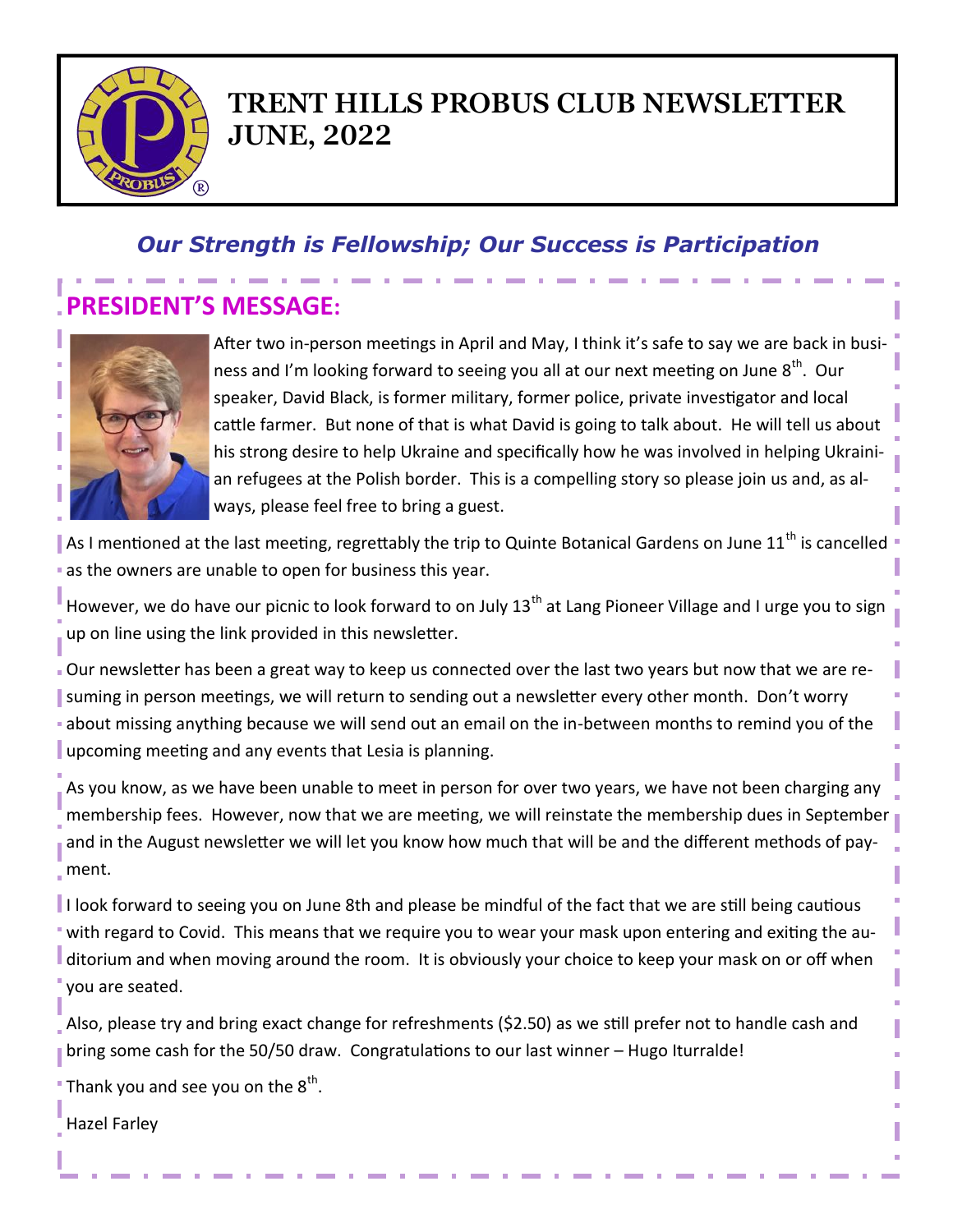# TRENT HILLS PROBUS CLUB NEWSLETTER JUNE, 2022

***Our Strength is Fellowship; Our Success is Participation***

## PRESIDENT'S MESSAGE:

After two in-person meetings in April and May, I think it's safe to say we are back in business and I'm looking forward to seeing you all at our next meeting on June 8th. Our speaker, David Black, is former military, former police, private investigator and local cattle farmer. But none of that is what David is going to talk about. He will tell us about his strong desire to help Ukraine and specifically how he was involved in helping Ukrainian refugees at the Polish border. This is a compelling story so please join us and, as always, please feel free to bring a guest.

As I mentioned at the last meeting, regrettably the trip to Quinte Botanical Gardens on June 11th is cancelled as the owners are unable to open for business this year.

However, we do have our picnic to look forward to on July 13th at Lang Pioneer Village and I urge you to sign up on line using the link provided in this newsletter.

Our newsletter has been a great way to keep us connected over the last two years but now that we are resuming in person meetings, we will return to sending out a newsletter every other month. Don't worry about missing anything because we will send out an email on the in-between months to remind you of the upcoming meeting and any events that Lesia is planning.

As you know, as we have been unable to meet in person for over two years, we have not been charging any membership fees. However, now that we are meeting, we will reinstate the membership dues in September and in the August newsletter we will let you know how much that will be and the different methods of payment.

I look forward to seeing you on June 8th and please be mindful of the fact that we are still being cautious with regard to Covid. This means that we require you to wear your mask upon entering and exiting the auditorium and when moving around the room. It is obviously your choice to keep your mask on or off when you are seated.

Also, please try and bring exact change for refreshments ($2.50) as we still prefer not to handle cash and bring some cash for the 50/50 draw. Congratulations to our last winner – Hugo Iturralde!

Thank you and see you on the 8th.

Hazel Farley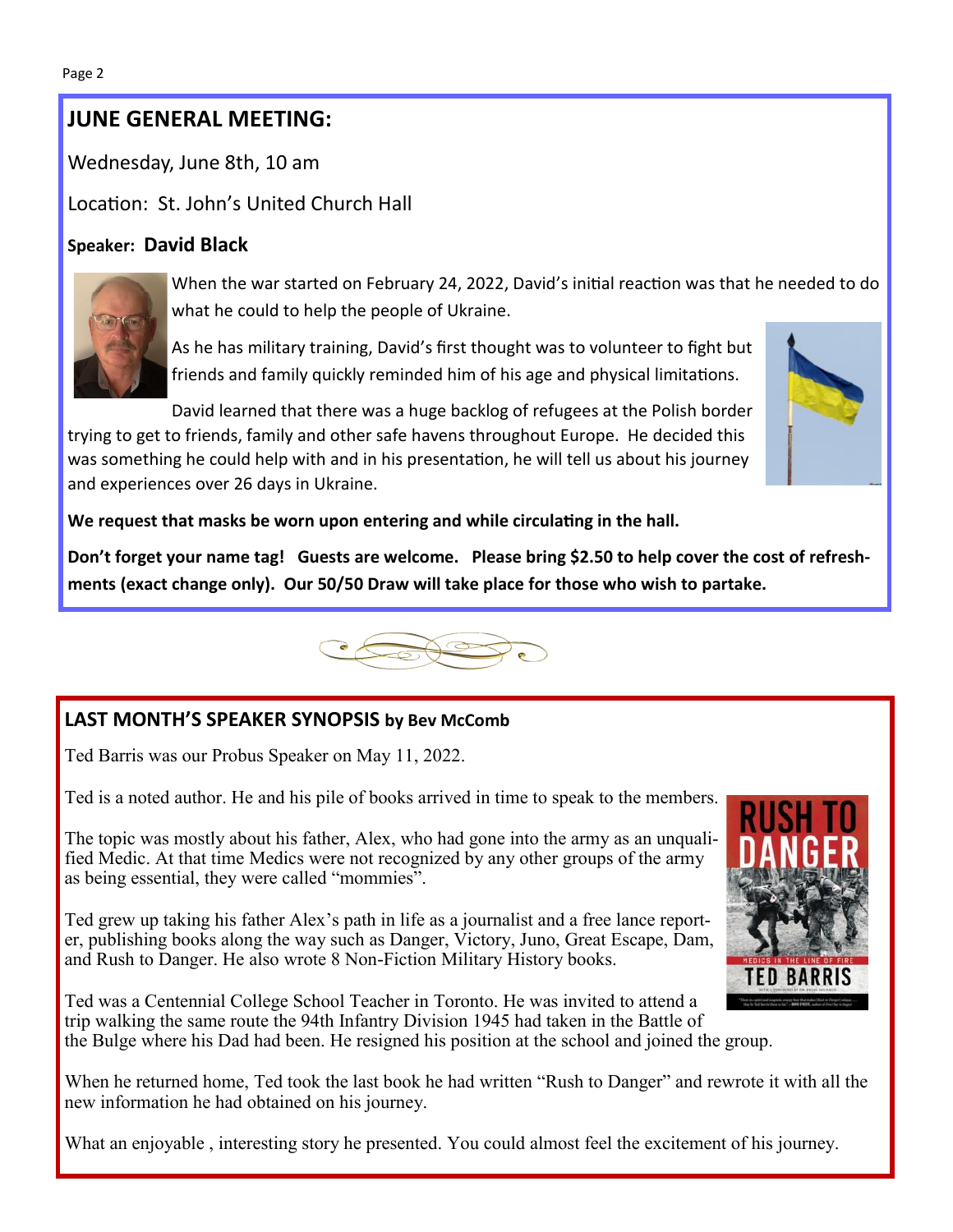## JUNE GENERAL MEETING:

Wednesday, June 8th, 10 am

Location: St. John's United Church Hall

**Speaker: David Black**

When the war started on February 24, 2022, David's initial reaction was that he needed to do what he could to help the people of Ukraine.

As he has military training, David's first thought was to volunteer to fight but friends and family quickly reminded him of his age and physical limitations.

David learned that there was a huge backlog of refugees at the Polish border trying to get to friends, family and other safe havens throughout Europe. He decided this was something he could help with and in his presentation, he will tell us about his journey and experiences over 26 days in Ukraine.

**We request that masks be worn upon entering and while circulating in the hall.**

**Don't forget your name tag! Guests are welcome. Please bring $2.50 to help cover the cost of refreshments (exact change only). Our 50/50 Draw will take place for those who wish to partake.**

## LAST MONTH'S SPEAKER SYNOPSIS by Bev McComb

Ted Barris was our Probus Speaker on May 11, 2022.

Ted is a noted author. He and his pile of books arrived in time to speak to the members.

The topic was mostly about his father, Alex, who had gone into the army as an unqualified Medic. At that time Medics were not recognized by any other groups of the army as being essential, they were called "mommies".

Ted grew up taking his father Alex's path in life as a journalist and a free lance reporter, publishing books along the way such as Danger, Victory, Juno, Great Escape, Dam, and Rush to Danger. He also wrote 8 Non-Fiction Military History books.

Ted was a Centennial College School Teacher in Toronto. He was invited to attend a trip walking the same route the 94th Infantry Division 1945 had taken in the Battle of the Bulge where his Dad had been. He resigned his position at the school and joined the group.

When he returned home, Ted took the last book he had written "Rush to Danger" and rewrote it with all the new information he had obtained on his journey.

What an enjoyable , interesting story he presented. You could almost feel the excitement of his journey.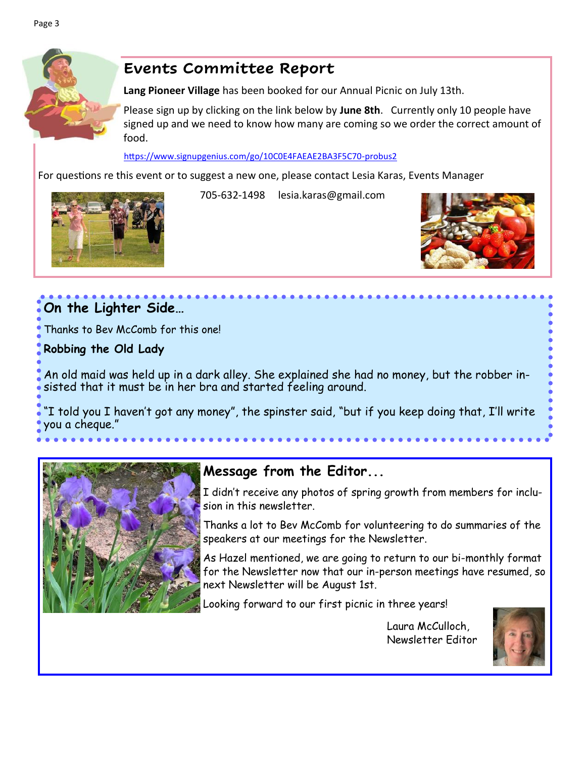## Events Committee Report

**Lang Pioneer Village** has been booked for our Annual Picnic on July 13th.

Please sign up by clicking on the link below by **June 8th**. Currently only 10 people have signed up and we need to know how many are coming so we order the correct amount of food.

https://www.signupgenius.com/go/10C0E4FAEAE2BA3F5C70-probus2

For questions re this event or to suggest a new one, please contact Lesia Karas, Events Manager

705-632-1498 lesia.karas@gmail.com

## On the Lighter Side…

Thanks to Bev McComb for this one!

**Robbing the Old Lady**

An old maid was held up in a dark alley. She explained she had no money, but the robber insisted that it must be in her bra and started feeling around.

"I told you I haven't got any money", the spinster said, "but if you keep doing that, I'll write you a cheque."

## Message from the Editor...

I didn't receive any photos of spring growth from members for inclusion in this newsletter.

Thanks a lot to Bev McComb for volunteering to do summaries of the speakers at our meetings for the Newsletter.

As Hazel mentioned, we are going to return to our bi-monthly format for the Newsletter now that our in-person meetings have resumed, so next Newsletter will be August 1st.

Looking forward to our first picnic in three years!

Laura McCulloch,
Newsletter Editor